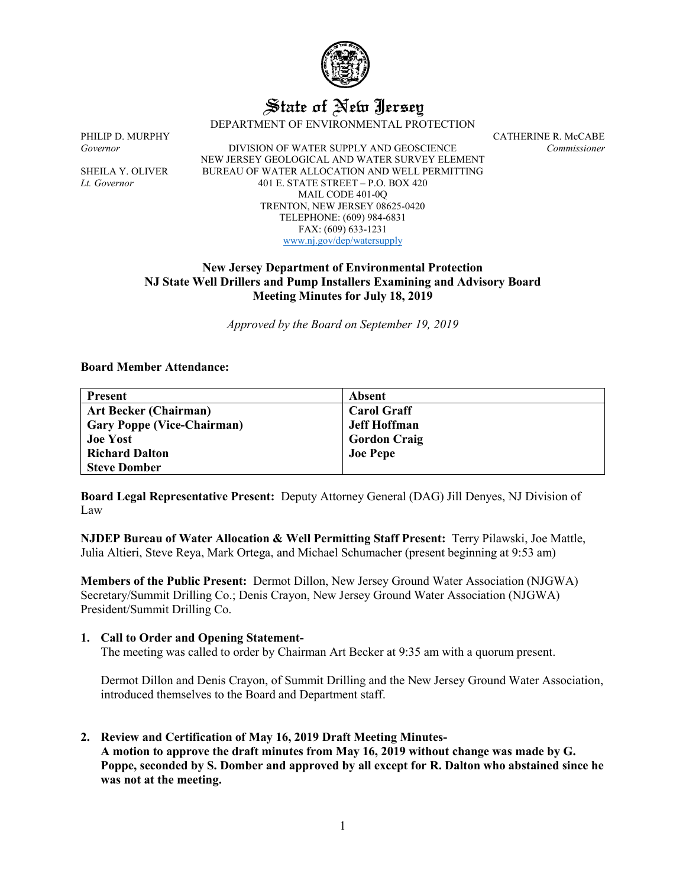# State of New Jersey

DEPARTMENT OF ENVIRONMENTAL PROTECTION

PHILIP D. MURPHY
*Governor*

SHEILA Y. OLIVER
*Lt. Governor*

DIVISION OF WATER SUPPLY AND GEOSCIENCE
NEW JERSEY GEOLOGICAL AND WATER SURVEY ELEMENT
BUREAU OF WATER ALLOCATION AND WELL PERMITTING
401 E. STATE STREET – P.O. BOX 420
MAIL CODE 401-0Q
TRENTON, NEW JERSEY 08625-0420
TELEPHONE: (609) 984-6831
FAX: (609) 633-1231
www.nj.gov/dep/watersupply

CATHERINE R. McCABE
*Commissioner*

**New Jersey Department of Environmental Protection**
**NJ State Well Drillers and Pump Installers Examining and Advisory Board**
**Meeting Minutes for July 18, 2019**

*Approved by the Board on September 19, 2019*

**Board Member Attendance:**

| Present | Absent |
|---|---|
| **Art Becker (Chairman)** | **Carol Graff** |
| **Gary Poppe (Vice-Chairman)** | **Jeff Hoffman** |
| **Joe Yost** | **Gordon Craig** |
| **Richard Dalton** | **Joe Pepe** |
| **Steve Domber** | |

**Board Legal Representative Present:** Deputy Attorney General (DAG) Jill Denyes, NJ Division of Law

**NJDEP Bureau of Water Allocation & Well Permitting Staff Present:** Terry Pilawski, Joe Mattle, Julia Altieri, Steve Reya, Mark Ortega, and Michael Schumacher (present beginning at 9:53 am)

**Members of the Public Present:** Dermot Dillon, New Jersey Ground Water Association (NJGWA) Secretary/Summit Drilling Co.; Denis Crayon, New Jersey Ground Water Association (NJGWA) President/Summit Drilling Co.

1. **Call to Order and Opening Statement-**
   The meeting was called to order by Chairman Art Becker at 9:35 am with a quorum present.

   Dermot Dillon and Denis Crayon, of Summit Drilling and the New Jersey Ground Water Association, introduced themselves to the Board and Department staff.

2. **Review and Certification of May 16, 2019 Draft Meeting Minutes-**
   **A motion to approve the draft minutes from May 16, 2019 without change was made by G. Poppe, seconded by S. Domber and approved by all except for R. Dalton who abstained since he was not at the meeting.**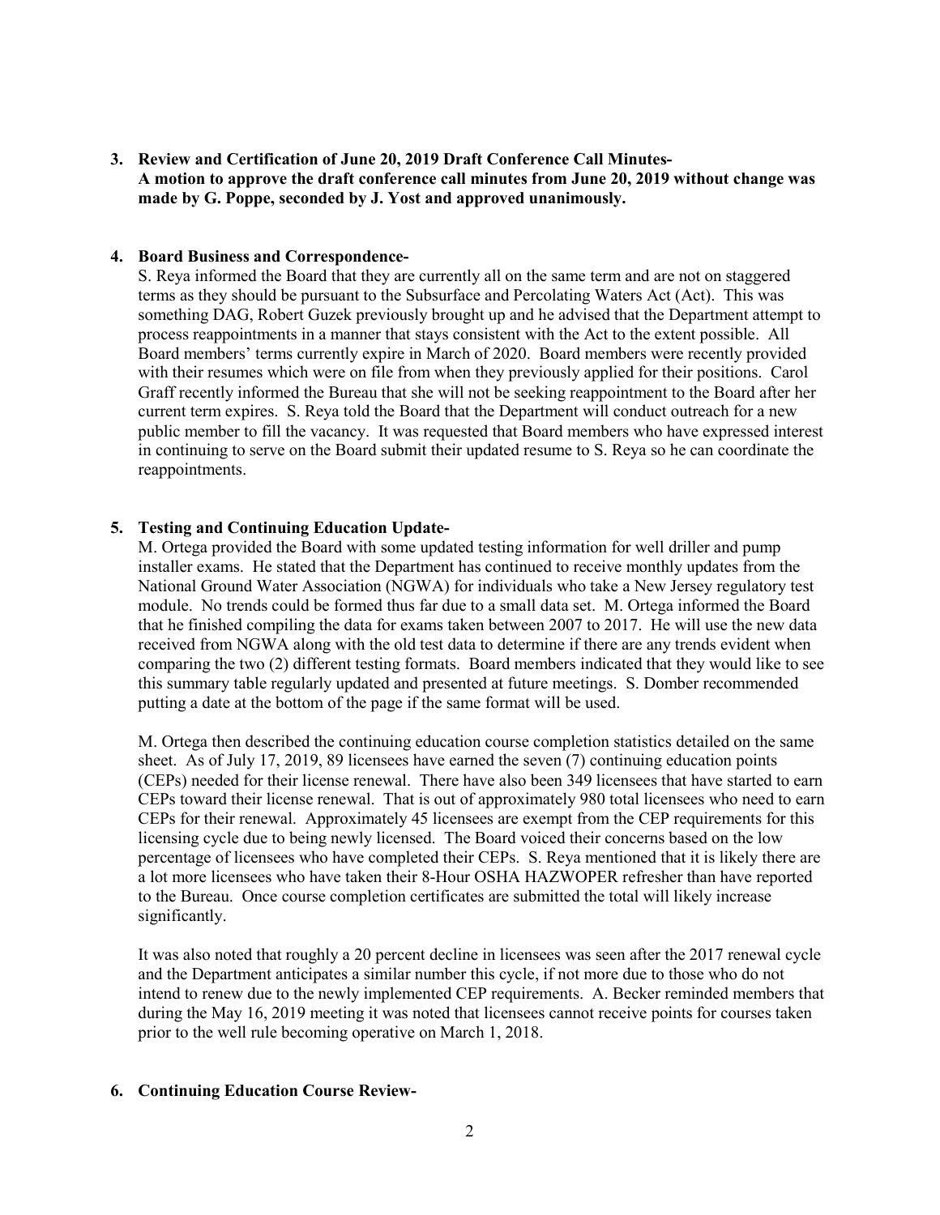**3. Review and Certification of June 20, 2019 Draft Conference Call Minutes-**
**A motion to approve the draft conference call minutes from June 20, 2019 without change was made by G. Poppe, seconded by J. Yost and approved unanimously.**

**4. Board Business and Correspondence-**

S. Reya informed the Board that they are currently all on the same term and are not on staggered terms as they should be pursuant to the Subsurface and Percolating Waters Act (Act). This was something DAG, Robert Guzek previously brought up and he advised that the Department attempt to process reappointments in a manner that stays consistent with the Act to the extent possible. All Board members' terms currently expire in March of 2020. Board members were recently provided with their resumes which were on file from when they previously applied for their positions. Carol Graff recently informed the Bureau that she will not be seeking reappointment to the Board after her current term expires. S. Reya told the Board that the Department will conduct outreach for a new public member to fill the vacancy. It was requested that Board members who have expressed interest in continuing to serve on the Board submit their updated resume to S. Reya so he can coordinate the reappointments.

**5. Testing and Continuing Education Update-**

M. Ortega provided the Board with some updated testing information for well driller and pump installer exams. He stated that the Department has continued to receive monthly updates from the National Ground Water Association (NGWA) for individuals who take a New Jersey regulatory test module. No trends could be formed thus far due to a small data set. M. Ortega informed the Board that he finished compiling the data for exams taken between 2007 to 2017. He will use the new data received from NGWA along with the old test data to determine if there are any trends evident when comparing the two (2) different testing formats. Board members indicated that they would like to see this summary table regularly updated and presented at future meetings. S. Domber recommended putting a date at the bottom of the page if the same format will be used.

M. Ortega then described the continuing education course completion statistics detailed on the same sheet. As of July 17, 2019, 89 licensees have earned the seven (7) continuing education points (CEPs) needed for their license renewal. There have also been 349 licensees that have started to earn CEPs toward their license renewal. That is out of approximately 980 total licensees who need to earn CEPs for their renewal. Approximately 45 licensees are exempt from the CEP requirements for this licensing cycle due to being newly licensed. The Board voiced their concerns based on the low percentage of licensees who have completed their CEPs. S. Reya mentioned that it is likely there are a lot more licensees who have taken their 8-Hour OSHA HAZWOPER refresher than have reported to the Bureau. Once course completion certificates are submitted the total will likely increase significantly.

It was also noted that roughly a 20 percent decline in licensees was seen after the 2017 renewal cycle and the Department anticipates a similar number this cycle, if not more due to those who do not intend to renew due to the newly implemented CEP requirements. A. Becker reminded members that during the May 16, 2019 meeting it was noted that licensees cannot receive points for courses taken prior to the well rule becoming operative on March 1, 2018.

**6. Continuing Education Course Review-**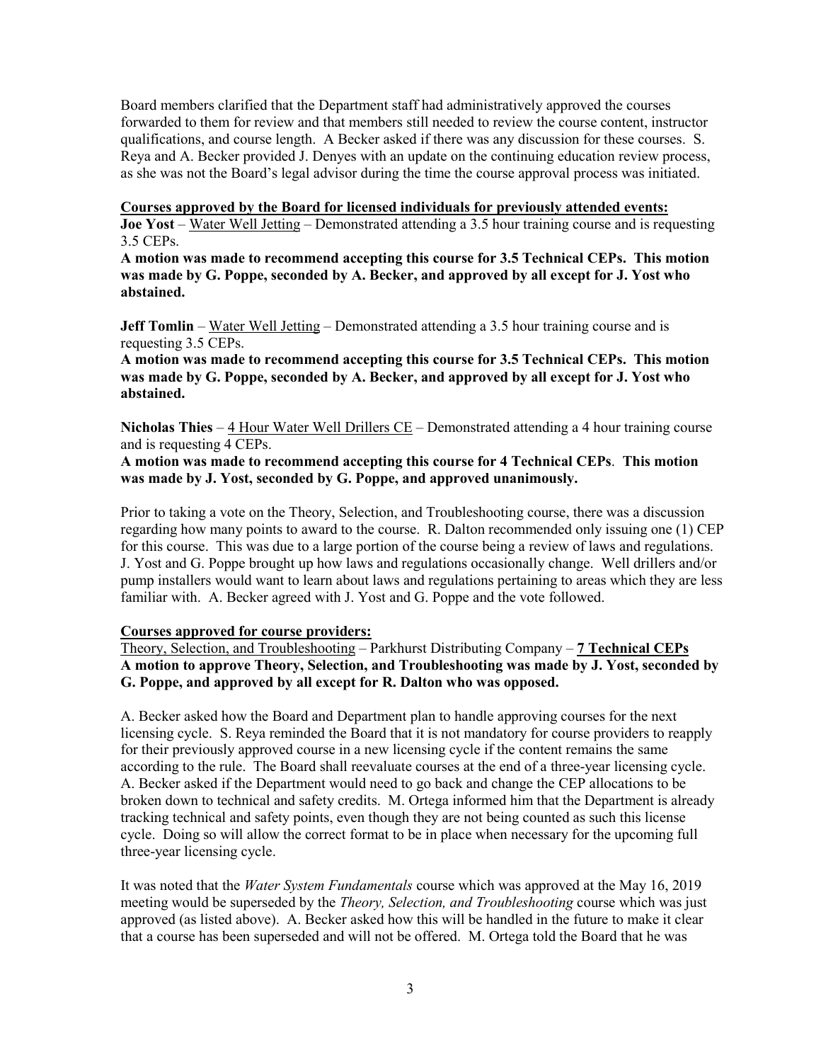Board members clarified that the Department staff had administratively approved the courses forwarded to them for review and that members still needed to review the course content, instructor qualifications, and course length. A Becker asked if there was any discussion for these courses. S. Reya and A. Becker provided J. Denyes with an update on the continuing education review process, as she was not the Board's legal advisor during the time the course approval process was initiated.

**Courses approved by the Board for licensed individuals for previously attended events:**

**Joe Yost** – Water Well Jetting – Demonstrated attending a 3.5 hour training course and is requesting 3.5 CEPs.

**A motion was made to recommend accepting this course for 3.5 Technical CEPs. This motion was made by G. Poppe, seconded by A. Becker, and approved by all except for J. Yost who abstained.**

**Jeff Tomlin** – Water Well Jetting – Demonstrated attending a 3.5 hour training course and is requesting 3.5 CEPs.

**A motion was made to recommend accepting this course for 3.5 Technical CEPs. This motion was made by G. Poppe, seconded by A. Becker, and approved by all except for J. Yost who abstained.**

**Nicholas Thies** – 4 Hour Water Well Drillers CE – Demonstrated attending a 4 hour training course and is requesting 4 CEPs.

**A motion was made to recommend accepting this course for 4 Technical CEPs. This motion was made by J. Yost, seconded by G. Poppe, and approved unanimously.**

Prior to taking a vote on the Theory, Selection, and Troubleshooting course, there was a discussion regarding how many points to award to the course. R. Dalton recommended only issuing one (1) CEP for this course. This was due to a large portion of the course being a review of laws and regulations. J. Yost and G. Poppe brought up how laws and regulations occasionally change. Well drillers and/or pump installers would want to learn about laws and regulations pertaining to areas which they are less familiar with. A. Becker agreed with J. Yost and G. Poppe and the vote followed.

**Courses approved for course providers:**

Theory, Selection, and Troubleshooting – Parkhurst Distributing Company – **7 Technical CEPs**

**A motion to approve Theory, Selection, and Troubleshooting was made by J. Yost, seconded by G. Poppe, and approved by all except for R. Dalton who was opposed.**

A. Becker asked how the Board and Department plan to handle approving courses for the next licensing cycle. S. Reya reminded the Board that it is not mandatory for course providers to reapply for their previously approved course in a new licensing cycle if the content remains the same according to the rule. The Board shall reevaluate courses at the end of a three-year licensing cycle. A. Becker asked if the Department would need to go back and change the CEP allocations to be broken down to technical and safety credits. M. Ortega informed him that the Department is already tracking technical and safety points, even though they are not being counted as such this license cycle. Doing so will allow the correct format to be in place when necessary for the upcoming full three-year licensing cycle.

It was noted that the *Water System Fundamentals* course which was approved at the May 16, 2019 meeting would be superseded by the *Theory, Selection, and Troubleshooting* course which was just approved (as listed above). A. Becker asked how this will be handled in the future to make it clear that a course has been superseded and will not be offered. M. Ortega told the Board that he was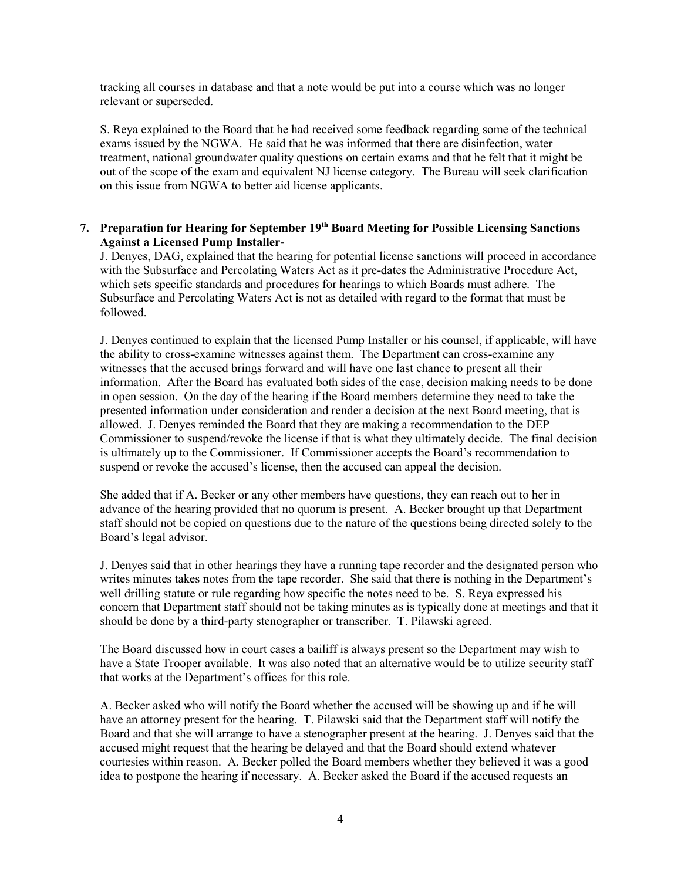tracking all courses in database and that a note would be put into a course which was no longer relevant or superseded.

S. Reya explained to the Board that he had received some feedback regarding some of the technical exams issued by the NGWA. He said that he was informed that there are disinfection, water treatment, national groundwater quality questions on certain exams and that he felt that it might be out of the scope of the exam and equivalent NJ license category. The Bureau will seek clarification on this issue from NGWA to better aid license applicants.

**7. Preparation for Hearing for September 19th Board Meeting for Possible Licensing Sanctions Against a Licensed Pump Installer-**

J. Denyes, DAG, explained that the hearing for potential license sanctions will proceed in accordance with the Subsurface and Percolating Waters Act as it pre-dates the Administrative Procedure Act, which sets specific standards and procedures for hearings to which Boards must adhere. The Subsurface and Percolating Waters Act is not as detailed with regard to the format that must be followed.

J. Denyes continued to explain that the licensed Pump Installer or his counsel, if applicable, will have the ability to cross-examine witnesses against them. The Department can cross-examine any witnesses that the accused brings forward and will have one last chance to present all their information. After the Board has evaluated both sides of the case, decision making needs to be done in open session. On the day of the hearing if the Board members determine they need to take the presented information under consideration and render a decision at the next Board meeting, that is allowed. J. Denyes reminded the Board that they are making a recommendation to the DEP Commissioner to suspend/revoke the license if that is what they ultimately decide. The final decision is ultimately up to the Commissioner. If Commissioner accepts the Board's recommendation to suspend or revoke the accused's license, then the accused can appeal the decision.

She added that if A. Becker or any other members have questions, they can reach out to her in advance of the hearing provided that no quorum is present. A. Becker brought up that Department staff should not be copied on questions due to the nature of the questions being directed solely to the Board's legal advisor.

J. Denyes said that in other hearings they have a running tape recorder and the designated person who writes minutes takes notes from the tape recorder. She said that there is nothing in the Department's well drilling statute or rule regarding how specific the notes need to be. S. Reya expressed his concern that Department staff should not be taking minutes as is typically done at meetings and that it should be done by a third-party stenographer or transcriber. T. Pilawski agreed.

The Board discussed how in court cases a bailiff is always present so the Department may wish to have a State Trooper available. It was also noted that an alternative would be to utilize security staff that works at the Department's offices for this role.

A. Becker asked who will notify the Board whether the accused will be showing up and if he will have an attorney present for the hearing. T. Pilawski said that the Department staff will notify the Board and that she will arrange to have a stenographer present at the hearing. J. Denyes said that the accused might request that the hearing be delayed and that the Board should extend whatever courtesies within reason. A. Becker polled the Board members whether they believed it was a good idea to postpone the hearing if necessary. A. Becker asked the Board if the accused requests an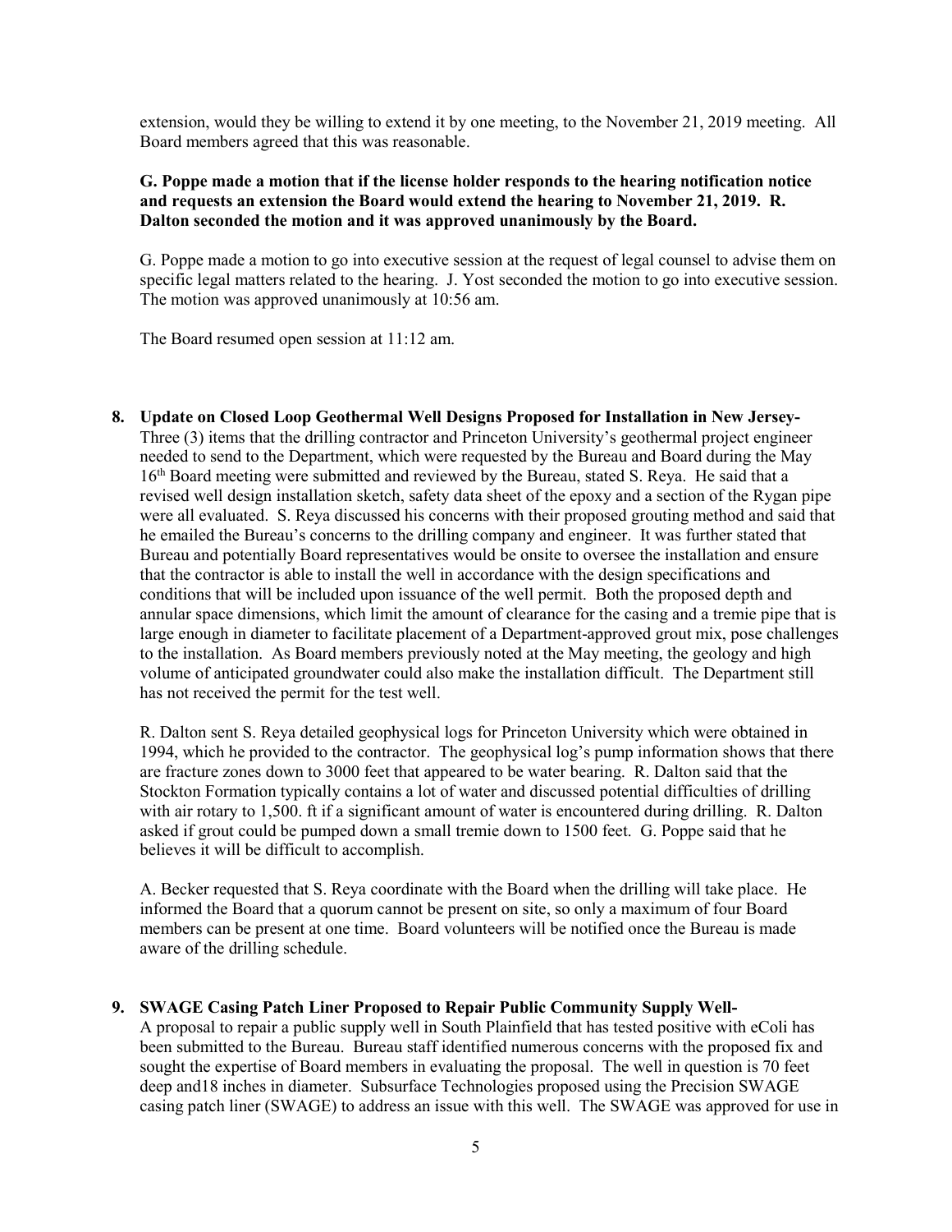extension, would they be willing to extend it by one meeting, to the November 21, 2019 meeting. All Board members agreed that this was reasonable.

**G. Poppe made a motion that if the license holder responds to the hearing notification notice and requests an extension the Board would extend the hearing to November 21, 2019. R. Dalton seconded the motion and it was approved unanimously by the Board.**

G. Poppe made a motion to go into executive session at the request of legal counsel to advise them on specific legal matters related to the hearing. J. Yost seconded the motion to go into executive session. The motion was approved unanimously at 10:56 am.

The Board resumed open session at 11:12 am.

**8. Update on Closed Loop Geothermal Well Designs Proposed for Installation in New Jersey-**
Three (3) items that the drilling contractor and Princeton University's geothermal project engineer needed to send to the Department, which were requested by the Bureau and Board during the May 16th Board meeting were submitted and reviewed by the Bureau, stated S. Reya. He said that a revised well design installation sketch, safety data sheet of the epoxy and a section of the Rygan pipe were all evaluated. S. Reya discussed his concerns with their proposed grouting method and said that he emailed the Bureau's concerns to the drilling company and engineer. It was further stated that Bureau and potentially Board representatives would be onsite to oversee the installation and ensure that the contractor is able to install the well in accordance with the design specifications and conditions that will be included upon issuance of the well permit. Both the proposed depth and annular space dimensions, which limit the amount of clearance for the casing and a tremie pipe that is large enough in diameter to facilitate placement of a Department-approved grout mix, pose challenges to the installation. As Board members previously noted at the May meeting, the geology and high volume of anticipated groundwater could also make the installation difficult. The Department still has not received the permit for the test well.

R. Dalton sent S. Reya detailed geophysical logs for Princeton University which were obtained in 1994, which he provided to the contractor. The geophysical log's pump information shows that there are fracture zones down to 3000 feet that appeared to be water bearing. R. Dalton said that the Stockton Formation typically contains a lot of water and discussed potential difficulties of drilling with air rotary to 1,500. ft if a significant amount of water is encountered during drilling. R. Dalton asked if grout could be pumped down a small tremie down to 1500 feet. G. Poppe said that he believes it will be difficult to accomplish.

A. Becker requested that S. Reya coordinate with the Board when the drilling will take place. He informed the Board that a quorum cannot be present on site, so only a maximum of four Board members can be present at one time. Board volunteers will be notified once the Bureau is made aware of the drilling schedule.

**9. SWAGE Casing Patch Liner Proposed to Repair Public Community Supply Well-**
A proposal to repair a public supply well in South Plainfield that has tested positive with eColi has been submitted to the Bureau. Bureau staff identified numerous concerns with the proposed fix and sought the expertise of Board members in evaluating the proposal. The well in question is 70 feet deep and18 inches in diameter. Subsurface Technologies proposed using the Precision SWAGE casing patch liner (SWAGE) to address an issue with this well. The SWAGE was approved for use in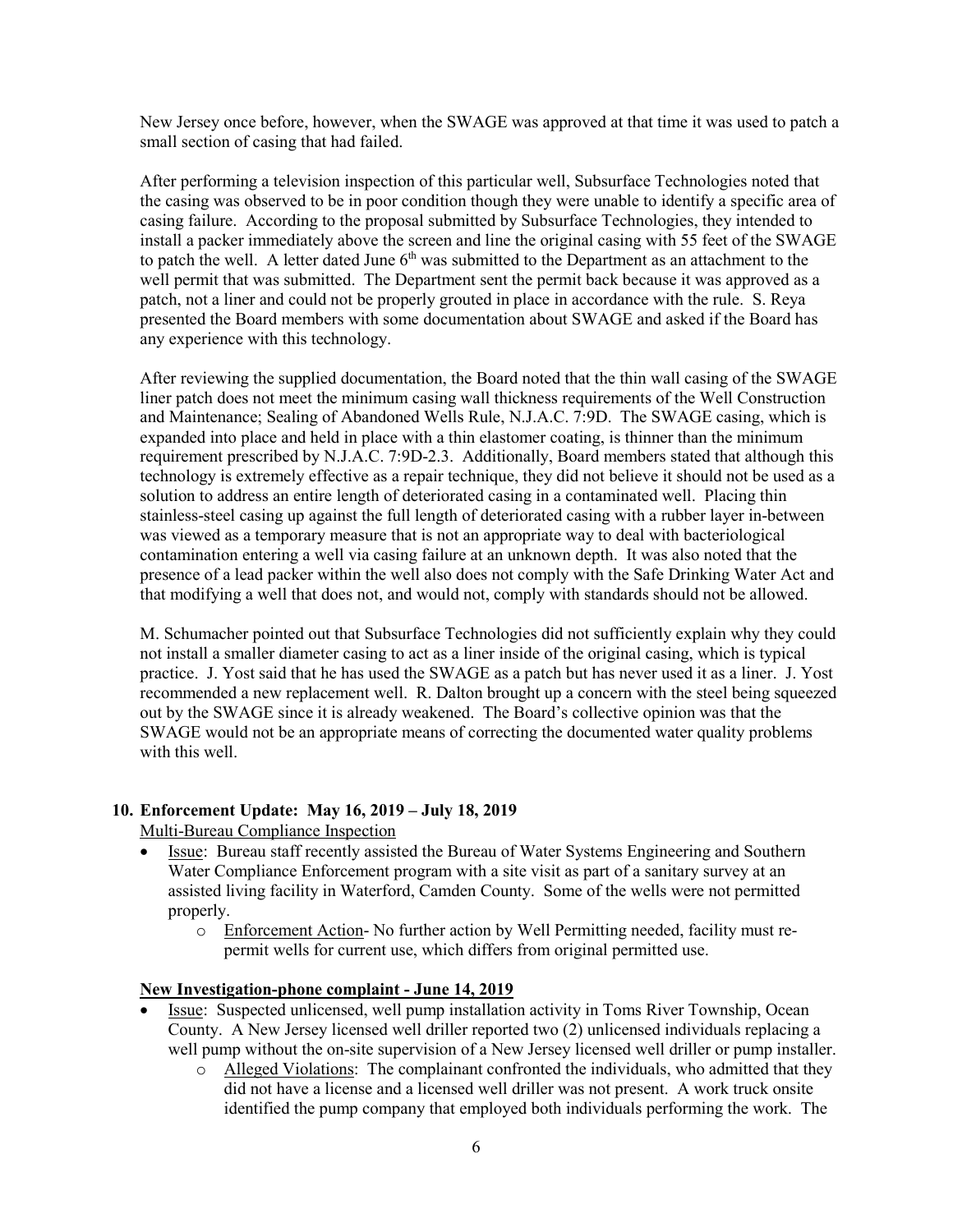New Jersey once before, however, when the SWAGE was approved at that time it was used to patch a small section of casing that had failed.

After performing a television inspection of this particular well, Subsurface Technologies noted that the casing was observed to be in poor condition though they were unable to identify a specific area of casing failure. According to the proposal submitted by Subsurface Technologies, they intended to install a packer immediately above the screen and line the original casing with 55 feet of the SWAGE to patch the well. A letter dated June 6th was submitted to the Department as an attachment to the well permit that was submitted. The Department sent the permit back because it was approved as a patch, not a liner and could not be properly grouted in place in accordance with the rule. S. Reya presented the Board members with some documentation about SWAGE and asked if the Board has any experience with this technology.

After reviewing the supplied documentation, the Board noted that the thin wall casing of the SWAGE liner patch does not meet the minimum casing wall thickness requirements of the Well Construction and Maintenance; Sealing of Abandoned Wells Rule, N.J.A.C. 7:9D. The SWAGE casing, which is expanded into place and held in place with a thin elastomer coating, is thinner than the minimum requirement prescribed by N.J.A.C. 7:9D-2.3. Additionally, Board members stated that although this technology is extremely effective as a repair technique, they did not believe it should not be used as a solution to address an entire length of deteriorated casing in a contaminated well. Placing thin stainless-steel casing up against the full length of deteriorated casing with a rubber layer in-between was viewed as a temporary measure that is not an appropriate way to deal with bacteriological contamination entering a well via casing failure at an unknown depth. It was also noted that the presence of a lead packer within the well also does not comply with the Safe Drinking Water Act and that modifying a well that does not, and would not, comply with standards should not be allowed.

M. Schumacher pointed out that Subsurface Technologies did not sufficiently explain why they could not install a smaller diameter casing to act as a liner inside of the original casing, which is typical practice. J. Yost said that he has used the SWAGE as a patch but has never used it as a liner. J. Yost recommended a new replacement well. R. Dalton brought up a concern with the steel being squeezed out by the SWAGE since it is already weakened. The Board's collective opinion was that the SWAGE would not be an appropriate means of correcting the documented water quality problems with this well.

**10. Enforcement Update: May 16, 2019 – July 18, 2019**

Multi-Bureau Compliance Inspection

- Issue: Bureau staff recently assisted the Bureau of Water Systems Engineering and Southern Water Compliance Enforcement program with a site visit as part of a sanitary survey at an assisted living facility in Waterford, Camden County. Some of the wells were not permitted properly.
  - Enforcement Action- No further action by Well Permitting needed, facility must re-permit wells for current use, which differs from original permitted use.

**New Investigation-phone complaint - June 14, 2019**

- Issue: Suspected unlicensed, well pump installation activity in Toms River Township, Ocean County. A New Jersey licensed well driller reported two (2) unlicensed individuals replacing a well pump without the on-site supervision of a New Jersey licensed well driller or pump installer.
  - Alleged Violations: The complainant confronted the individuals, who admitted that they did not have a license and a licensed well driller was not present. A work truck onsite identified the pump company that employed both individuals performing the work. The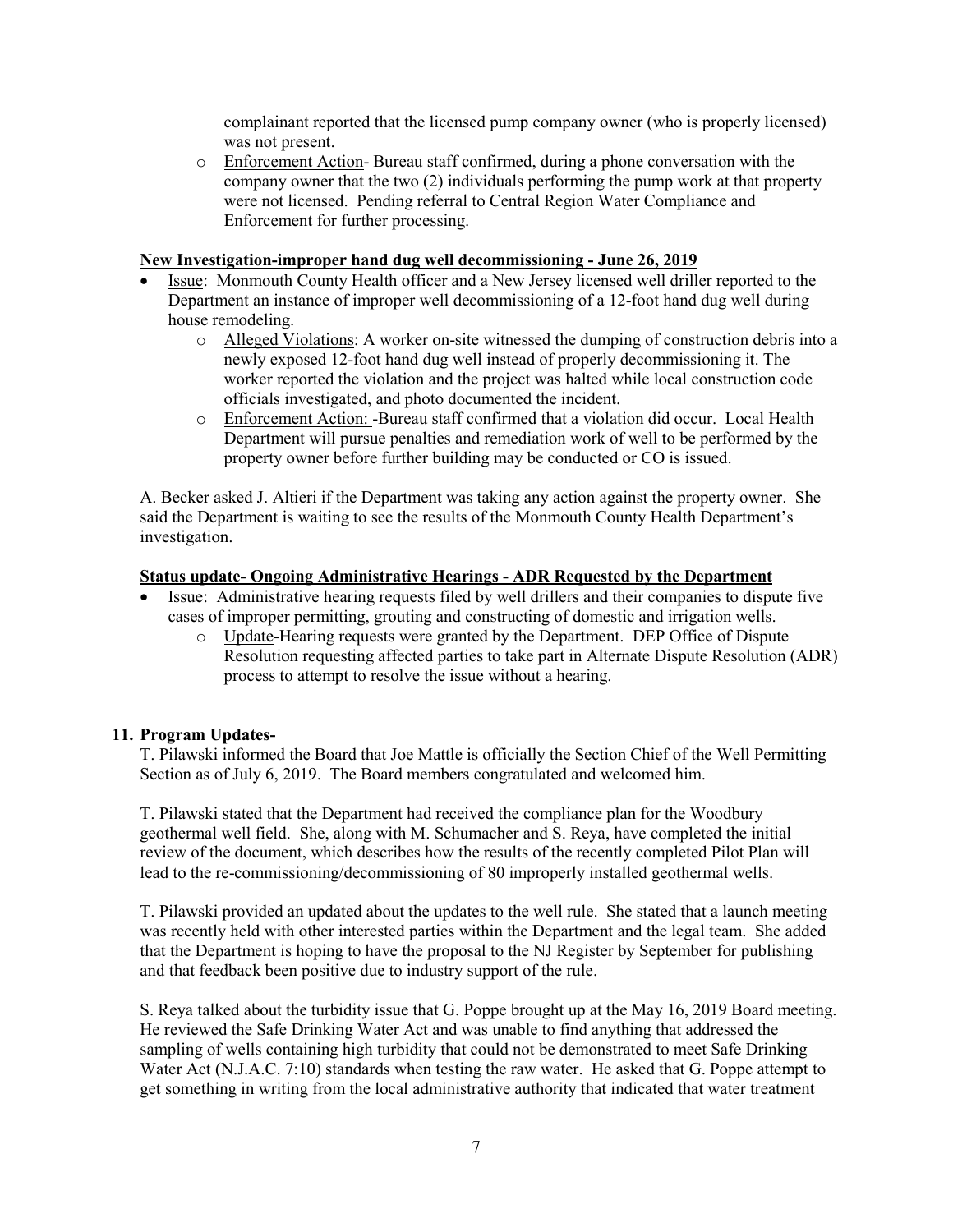complainant reported that the licensed pump company owner (who is properly licensed) was not present.

- Enforcement Action- Bureau staff confirmed, during a phone conversation with the company owner that the two (2) individuals performing the pump work at that property were not licensed. Pending referral to Central Region Water Compliance and Enforcement for further processing.

**New Investigation-improper hand dug well decommissioning - June 26, 2019**

- Issue: Monmouth County Health officer and a New Jersey licensed well driller reported to the Department an instance of improper well decommissioning of a 12-foot hand dug well during house remodeling.
  - Alleged Violations: A worker on-site witnessed the dumping of construction debris into a newly exposed 12-foot hand dug well instead of properly decommissioning it. The worker reported the violation and the project was halted while local construction code officials investigated, and photo documented the incident.
  - Enforcement Action: -Bureau staff confirmed that a violation did occur. Local Health Department will pursue penalties and remediation work of well to be performed by the property owner before further building may be conducted or CO is issued.

A. Becker asked J. Altieri if the Department was taking any action against the property owner. She said the Department is waiting to see the results of the Monmouth County Health Department's investigation.

**Status update- Ongoing Administrative Hearings - ADR Requested by the Department**

- Issue: Administrative hearing requests filed by well drillers and their companies to dispute five cases of improper permitting, grouting and constructing of domestic and irrigation wells.
  - Update-Hearing requests were granted by the Department. DEP Office of Dispute Resolution requesting affected parties to take part in Alternate Dispute Resolution (ADR) process to attempt to resolve the issue without a hearing.

**11. Program Updates-**

T. Pilawski informed the Board that Joe Mattle is officially the Section Chief of the Well Permitting Section as of July 6, 2019. The Board members congratulated and welcomed him.

T. Pilawski stated that the Department had received the compliance plan for the Woodbury geothermal well field. She, along with M. Schumacher and S. Reya, have completed the initial review of the document, which describes how the results of the recently completed Pilot Plan will lead to the re-commissioning/decommissioning of 80 improperly installed geothermal wells.

T. Pilawski provided an updated about the updates to the well rule. She stated that a launch meeting was recently held with other interested parties within the Department and the legal team. She added that the Department is hoping to have the proposal to the NJ Register by September for publishing and that feedback been positive due to industry support of the rule.

S. Reya talked about the turbidity issue that G. Poppe brought up at the May 16, 2019 Board meeting. He reviewed the Safe Drinking Water Act and was unable to find anything that addressed the sampling of wells containing high turbidity that could not be demonstrated to meet Safe Drinking Water Act (N.J.A.C. 7:10) standards when testing the raw water. He asked that G. Poppe attempt to get something in writing from the local administrative authority that indicated that water treatment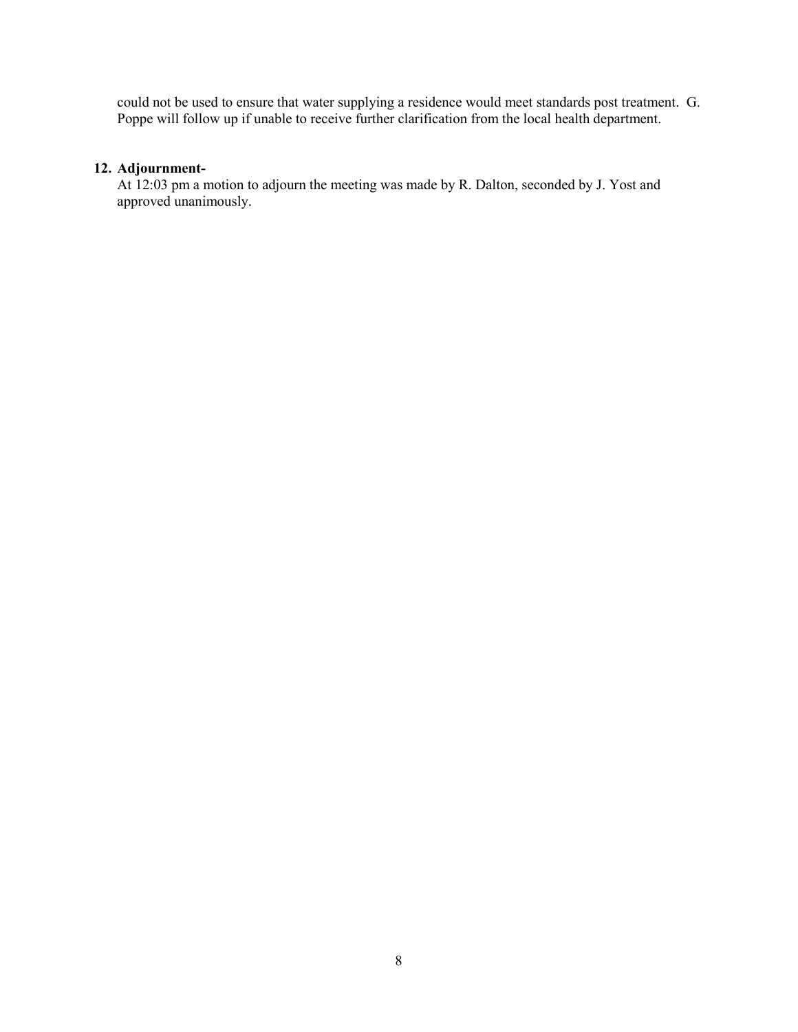could not be used to ensure that water supplying a residence would meet standards post treatment. G. Poppe will follow up if unable to receive further clarification from the local health department.

**12. Adjournment-**

At 12:03 pm a motion to adjourn the meeting was made by R. Dalton, seconded by J. Yost and approved unanimously.